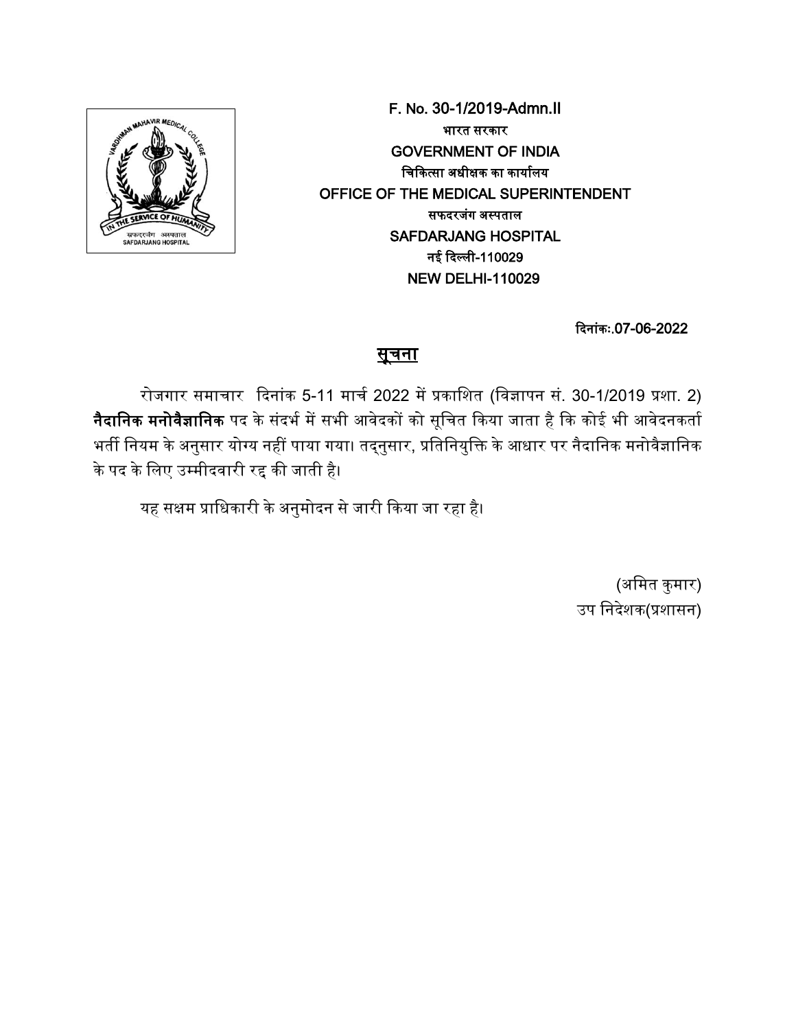F. No. 30-1/2019-Admn.II
भारत सरकार
GOVERNMENT OF INDIA
चिकित्सा अधीक्षक का कार्यालय
OFFICE OF THE MEDICAL SUPERINTENDENT
सफदरजंग अस्पताल
SAFDARJANG HOSPITAL
नई दिल्ली-110029
NEW DELHI-110029

दिनांकः.07-06-2022

## सूचना

रोजगार समाचार दिनांक 5-11 मार्च 2022 में प्रकाशित (विज्ञापन सं. 30-1/2019 प्रशा. 2) **नैदानिक मनोवैज्ञानिक** पद के संदर्भ में सभी आवेदकों को सूचित किया जाता है कि कोई भी आवेदनकर्ता भर्ती नियम के अनुसार योग्य नहीं पाया गया। तद्नुसार, प्रतिनियुक्ति के आधार पर नैदानिक मनोवैज्ञानिक के पद के लिए उम्मीदवारी रद्द की जाती है।

यह सक्षम प्राधिकारी के अनुमोदन से जारी किया जा रहा है।

(अमित कुमार)
उप निदेशक(प्रशासन)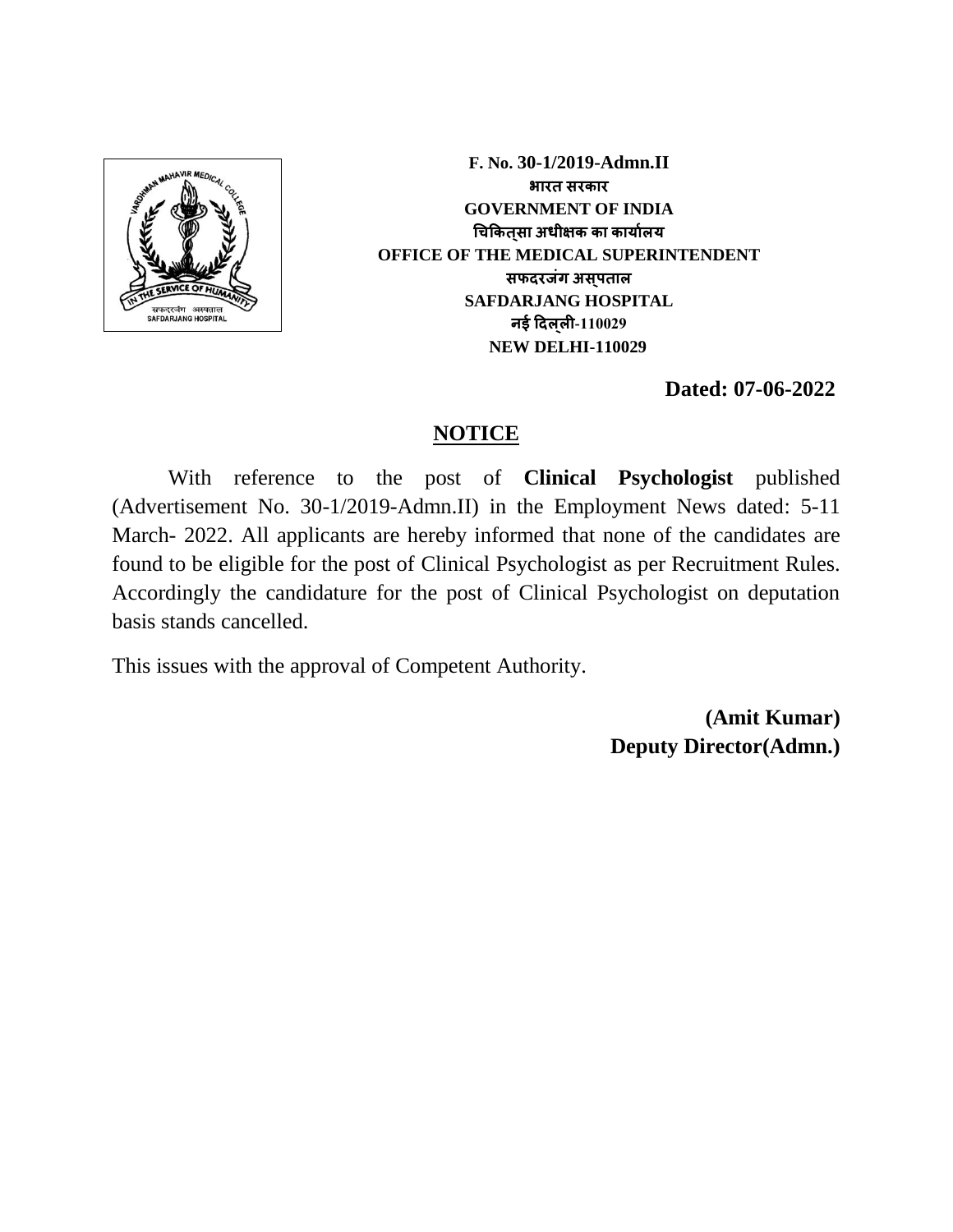**F. No. 30-1/2019-Admn.II**
**भारत सरकार**
**GOVERNMENT OF INDIA**
**चिकित्सा अधीक्षक का कार्यालय**
**OFFICE OF THE MEDICAL SUPERINTENDENT**
**सफदरजंग अस्पताल**
**SAFDARJANG HOSPITAL**
**नई दिल्ली-110029**
**NEW DELHI-110029**

**Dated: 07-06-2022**

## NOTICE

With reference to the post of **Clinical Psychologist** published (Advertisement No. 30-1/2019-Admn.II) in the Employment News dated: 5-11 March- 2022. All applicants are hereby informed that none of the candidates are found to be eligible for the post of Clinical Psychologist as per Recruitment Rules. Accordingly the candidature for the post of Clinical Psychologist on deputation basis stands cancelled.

This issues with the approval of Competent Authority.

**(Amit Kumar)**
**Deputy Director(Admn.)**